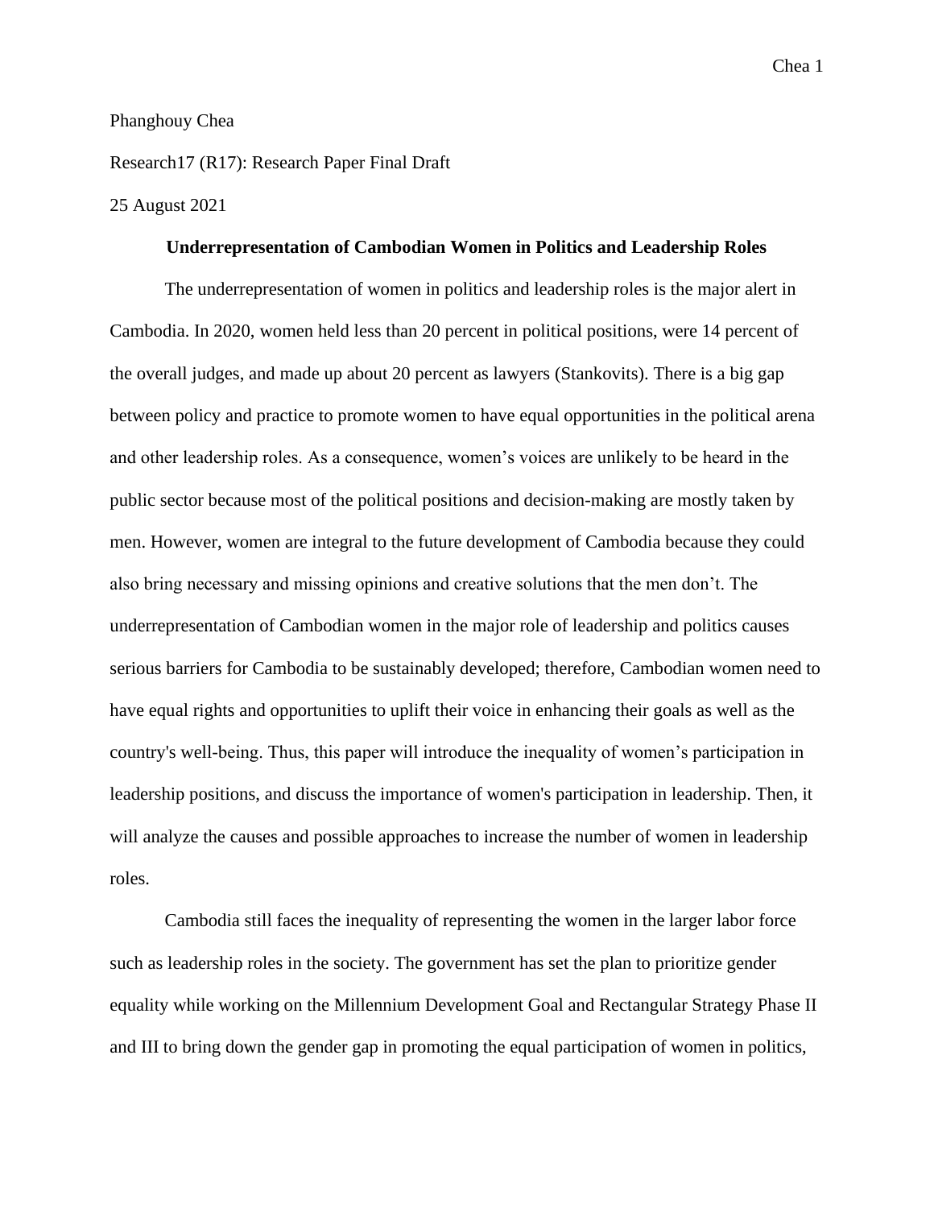Phanghouy Chea

Research17 (R17): Research Paper Final Draft

25 August 2021

# Underrepresentation of Cambodian Women in Politics and Leadership Roles

The underrepresentation of women in politics and leadership roles is the major alert in Cambodia. In 2020, women held less than 20 percent in political positions, were 14 percent of the overall judges, and made up about 20 percent as lawyers (Stankovits). There is a big gap between policy and practice to promote women to have equal opportunities in the political arena and other leadership roles. As a consequence, women's voices are unlikely to be heard in the public sector because most of the political positions and decision-making are mostly taken by men. However, women are integral to the future development of Cambodia because they could also bring necessary and missing opinions and creative solutions that the men don't. The underrepresentation of Cambodian women in the major role of leadership and politics causes serious barriers for Cambodia to be sustainably developed; therefore, Cambodian women need to have equal rights and opportunities to uplift their voice in enhancing their goals as well as the country's well-being. Thus, this paper will introduce the inequality of women's participation in leadership positions, and discuss the importance of women's participation in leadership. Then, it will analyze the causes and possible approaches to increase the number of women in leadership roles.

Cambodia still faces the inequality of representing the women in the larger labor force such as leadership roles in the society. The government has set the plan to prioritize gender equality while working on the Millennium Development Goal and Rectangular Strategy Phase II and III to bring down the gender gap in promoting the equal participation of women in politics,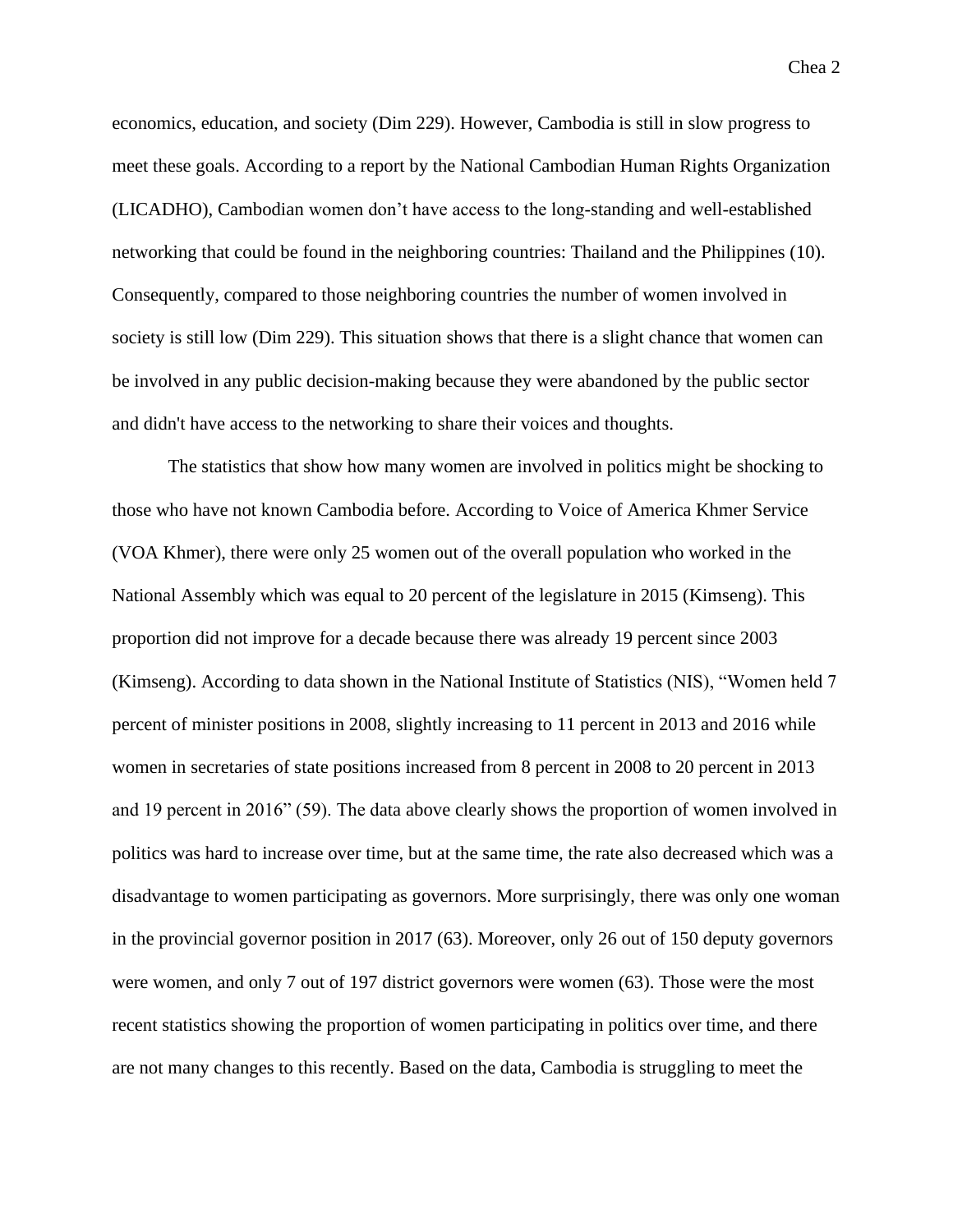economics, education, and society (Dim 229). However, Cambodia is still in slow progress to meet these goals. According to a report by the National Cambodian Human Rights Organization (LICADHO), Cambodian women don't have access to the long-standing and well-established networking that could be found in the neighboring countries: Thailand and the Philippines (10). Consequently, compared to those neighboring countries the number of women involved in society is still low (Dim 229). This situation shows that there is a slight chance that women can be involved in any public decision-making because they were abandoned by the public sector and didn't have access to the networking to share their voices and thoughts.

The statistics that show how many women are involved in politics might be shocking to those who have not known Cambodia before. According to Voice of America Khmer Service (VOA Khmer), there were only 25 women out of the overall population who worked in the National Assembly which was equal to 20 percent of the legislature in 2015 (Kimseng). This proportion did not improve for a decade because there was already 19 percent since 2003 (Kimseng). According to data shown in the National Institute of Statistics (NIS), "Women held 7 percent of minister positions in 2008, slightly increasing to 11 percent in 2013 and 2016 while women in secretaries of state positions increased from 8 percent in 2008 to 20 percent in 2013 and 19 percent in 2016" (59). The data above clearly shows the proportion of women involved in politics was hard to increase over time, but at the same time, the rate also decreased which was a disadvantage to women participating as governors. More surprisingly, there was only one woman in the provincial governor position in 2017 (63). Moreover, only 26 out of 150 deputy governors were women, and only 7 out of 197 district governors were women (63). Those were the most recent statistics showing the proportion of women participating in politics over time, and there are not many changes to this recently. Based on the data, Cambodia is struggling to meet the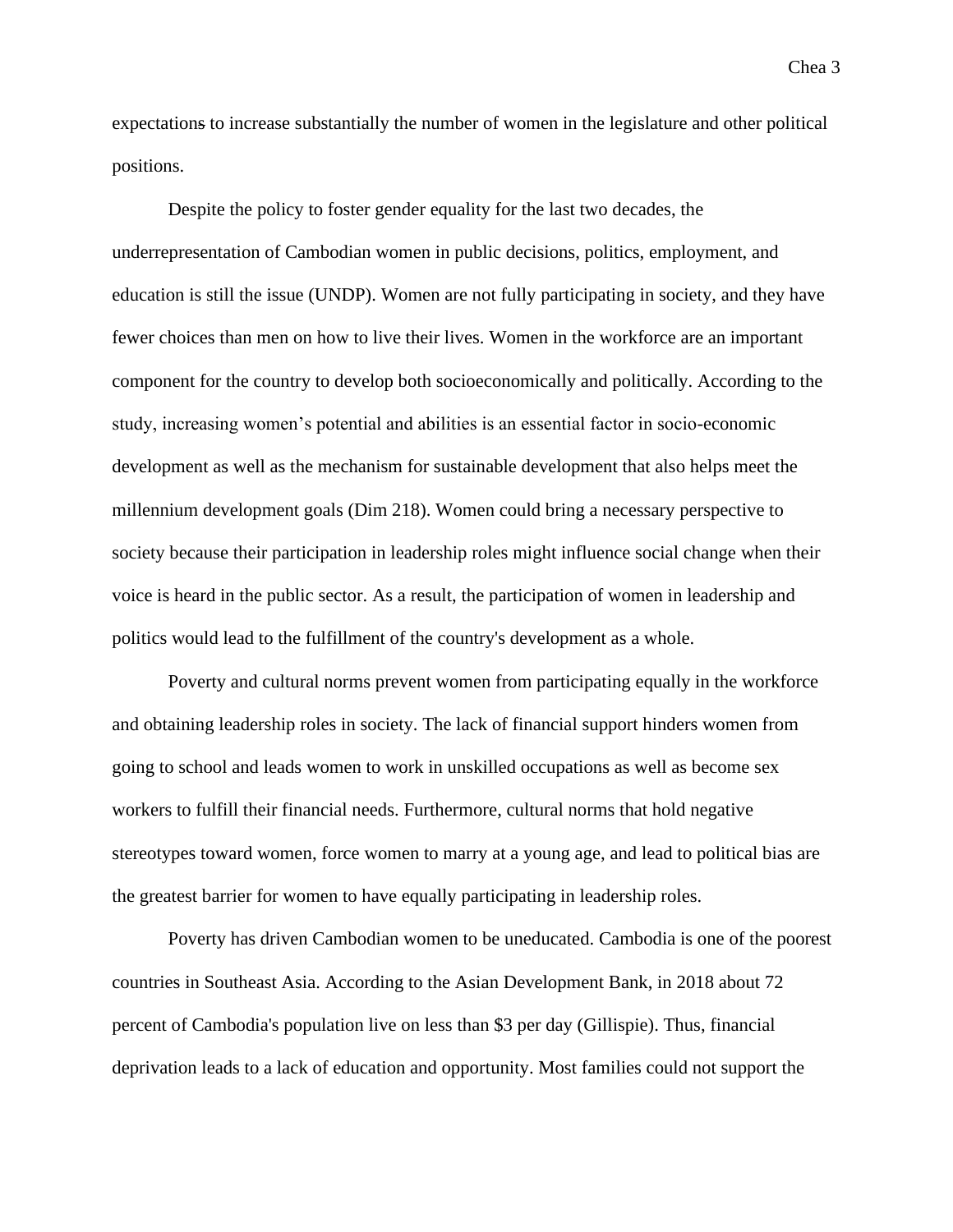expectations to increase substantially the number of women in the legislature and other political positions.

Despite the policy to foster gender equality for the last two decades, the underrepresentation of Cambodian women in public decisions, politics, employment, and education is still the issue (UNDP). Women are not fully participating in society, and they have fewer choices than men on how to live their lives. Women in the workforce are an important component for the country to develop both socioeconomically and politically. According to the study, increasing women's potential and abilities is an essential factor in socio-economic development as well as the mechanism for sustainable development that also helps meet the millennium development goals (Dim 218). Women could bring a necessary perspective to society because their participation in leadership roles might influence social change when their voice is heard in the public sector. As a result, the participation of women in leadership and politics would lead to the fulfillment of the country's development as a whole.

Poverty and cultural norms prevent women from participating equally in the workforce and obtaining leadership roles in society. The lack of financial support hinders women from going to school and leads women to work in unskilled occupations as well as become sex workers to fulfill their financial needs. Furthermore, cultural norms that hold negative stereotypes toward women, force women to marry at a young age, and lead to political bias are the greatest barrier for women to have equally participating in leadership roles.

Poverty has driven Cambodian women to be uneducated. Cambodia is one of the poorest countries in Southeast Asia. According to the Asian Development Bank, in 2018 about 72 percent of Cambodia's population live on less than $3 per day (Gillispie). Thus, financial deprivation leads to a lack of education and opportunity. Most families could not support the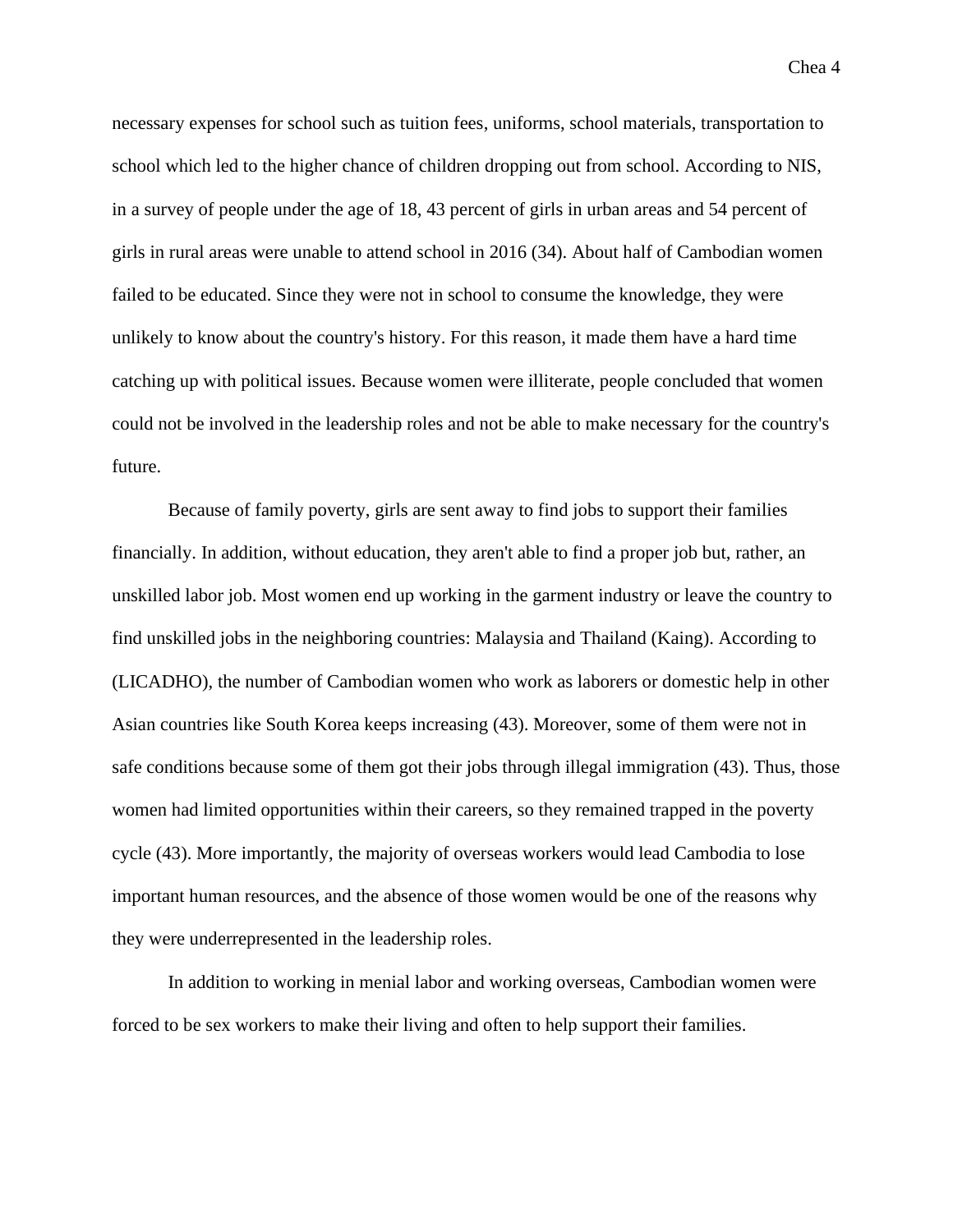necessary expenses for school such as tuition fees, uniforms, school materials, transportation to school which led to the higher chance of children dropping out from school. According to NIS, in a survey of people under the age of 18, 43 percent of girls in urban areas and 54 percent of girls in rural areas were unable to attend school in 2016 (34). About half of Cambodian women failed to be educated. Since they were not in school to consume the knowledge, they were unlikely to know about the country's history. For this reason, it made them have a hard time catching up with political issues. Because women were illiterate, people concluded that women could not be involved in the leadership roles and not be able to make necessary for the country's future.

Because of family poverty, girls are sent away to find jobs to support their families financially. In addition, without education, they aren't able to find a proper job but, rather, an unskilled labor job. Most women end up working in the garment industry or leave the country to find unskilled jobs in the neighboring countries: Malaysia and Thailand (Kaing). According to (LICADHO), the number of Cambodian women who work as laborers or domestic help in other Asian countries like South Korea keeps increasing (43). Moreover, some of them were not in safe conditions because some of them got their jobs through illegal immigration (43). Thus, those women had limited opportunities within their careers, so they remained trapped in the poverty cycle (43). More importantly, the majority of overseas workers would lead Cambodia to lose important human resources, and the absence of those women would be one of the reasons why they were underrepresented in the leadership roles.

In addition to working in menial labor and working overseas, Cambodian women were forced to be sex workers to make their living and often to help support their families.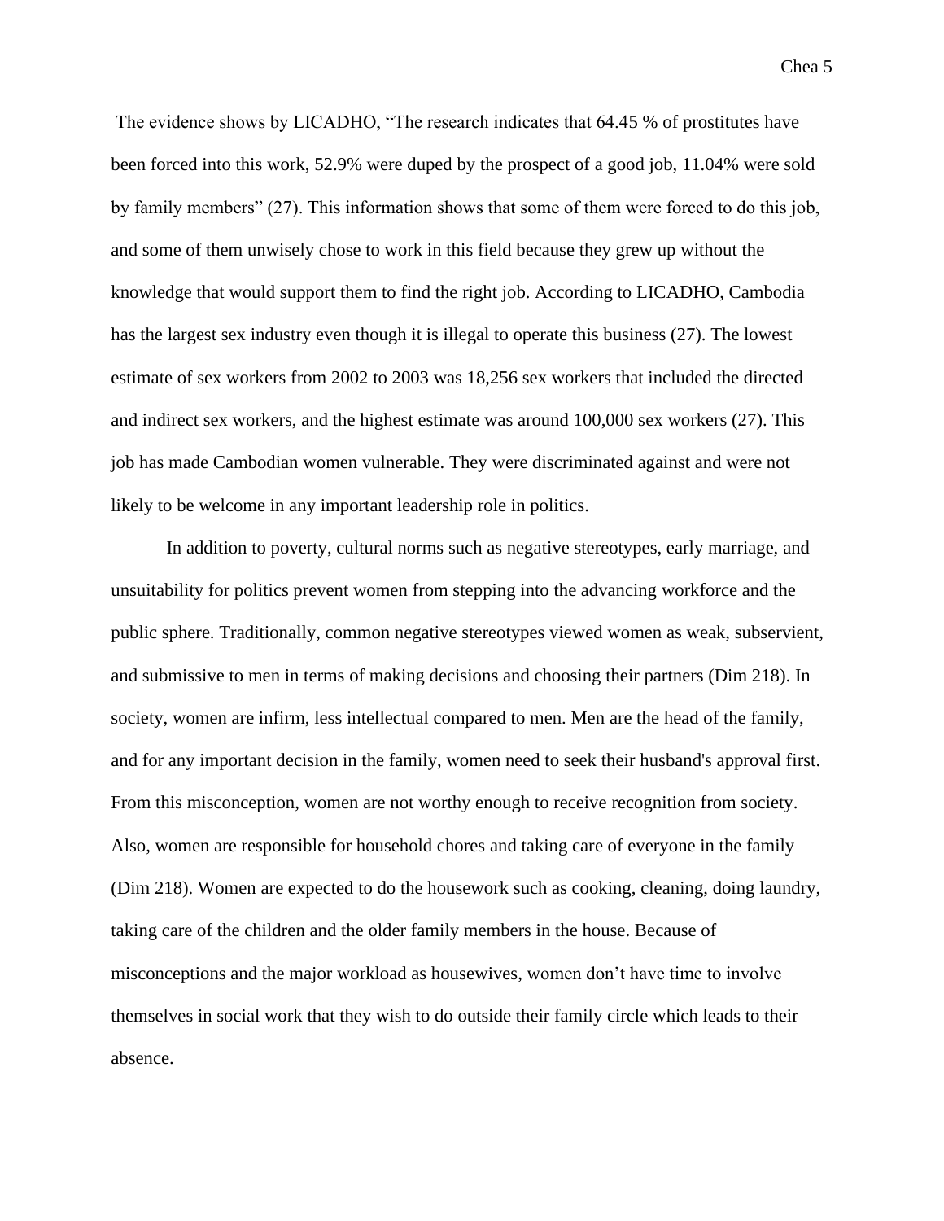The evidence shows by LICADHO, "The research indicates that 64.45 % of prostitutes have been forced into this work, 52.9% were duped by the prospect of a good job, 11.04% were sold by family members" (27). This information shows that some of them were forced to do this job, and some of them unwisely chose to work in this field because they grew up without the knowledge that would support them to find the right job. According to LICADHO, Cambodia has the largest sex industry even though it is illegal to operate this business (27). The lowest estimate of sex workers from 2002 to 2003 was 18,256 sex workers that included the directed and indirect sex workers, and the highest estimate was around 100,000 sex workers (27). This job has made Cambodian women vulnerable. They were discriminated against and were not likely to be welcome in any important leadership role in politics.

In addition to poverty, cultural norms such as negative stereotypes, early marriage, and unsuitability for politics prevent women from stepping into the advancing workforce and the public sphere. Traditionally, common negative stereotypes viewed women as weak, subservient, and submissive to men in terms of making decisions and choosing their partners (Dim 218). In society, women are infirm, less intellectual compared to men. Men are the head of the family, and for any important decision in the family, women need to seek their husband's approval first. From this misconception, women are not worthy enough to receive recognition from society. Also, women are responsible for household chores and taking care of everyone in the family (Dim 218). Women are expected to do the housework such as cooking, cleaning, doing laundry, taking care of the children and the older family members in the house. Because of misconceptions and the major workload as housewives, women don't have time to involve themselves in social work that they wish to do outside their family circle which leads to their absence.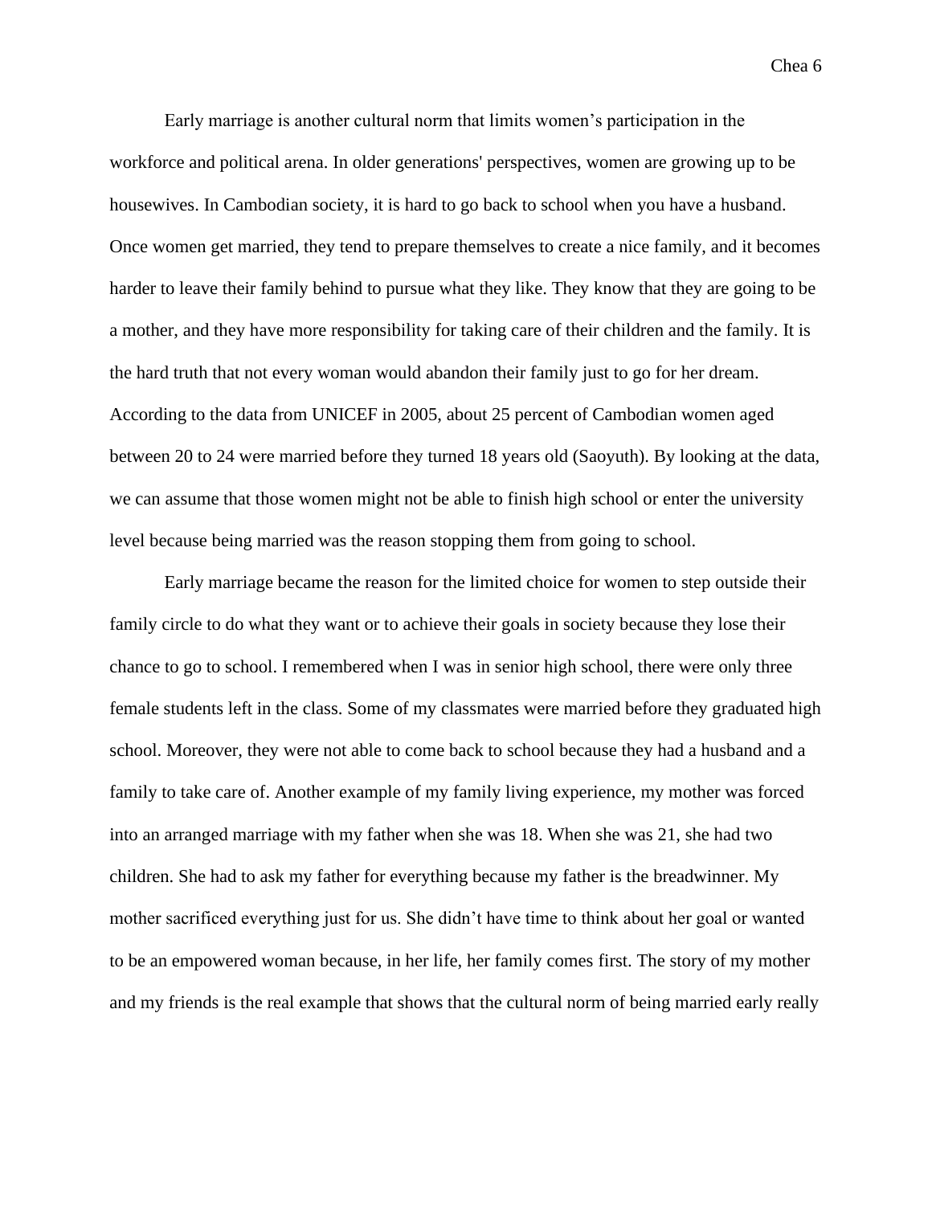Early marriage is another cultural norm that limits women's participation in the workforce and political arena. In older generations' perspectives, women are growing up to be housewives. In Cambodian society, it is hard to go back to school when you have a husband. Once women get married, they tend to prepare themselves to create a nice family, and it becomes harder to leave their family behind to pursue what they like. They know that they are going to be a mother, and they have more responsibility for taking care of their children and the family. It is the hard truth that not every woman would abandon their family just to go for her dream. According to the data from UNICEF in 2005, about 25 percent of Cambodian women aged between 20 to 24 were married before they turned 18 years old (Saoyuth). By looking at the data, we can assume that those women might not be able to finish high school or enter the university level because being married was the reason stopping them from going to school.

Early marriage became the reason for the limited choice for women to step outside their family circle to do what they want or to achieve their goals in society because they lose their chance to go to school. I remembered when I was in senior high school, there were only three female students left in the class. Some of my classmates were married before they graduated high school. Moreover, they were not able to come back to school because they had a husband and a family to take care of. Another example of my family living experience, my mother was forced into an arranged marriage with my father when she was 18. When she was 21, she had two children. She had to ask my father for everything because my father is the breadwinner. My mother sacrificed everything just for us. She didn't have time to think about her goal or wanted to be an empowered woman because, in her life, her family comes first. The story of my mother and my friends is the real example that shows that the cultural norm of being married early really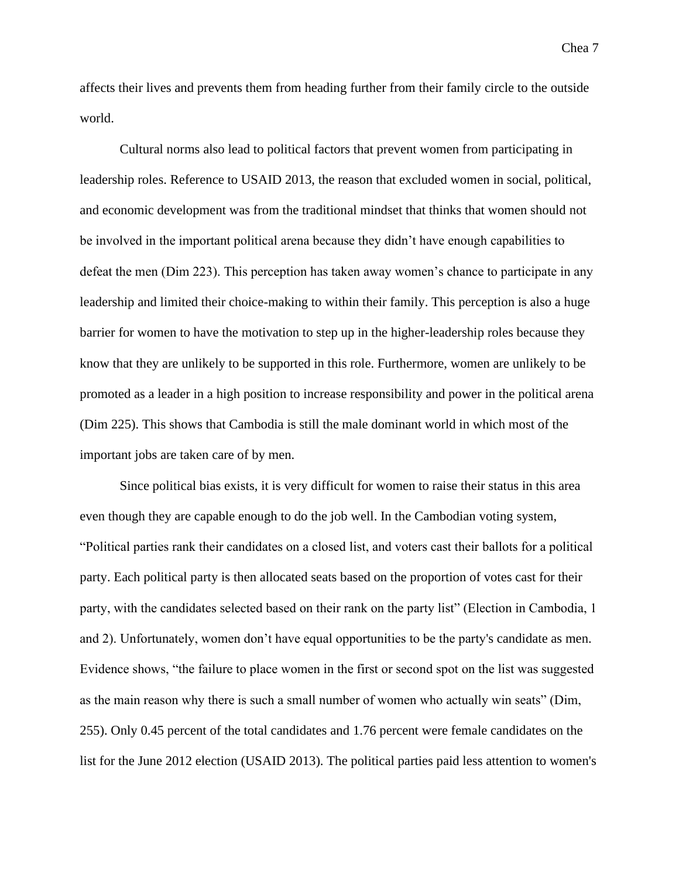affects their lives and prevents them from heading further from their family circle to the outside world.

Cultural norms also lead to political factors that prevent women from participating in leadership roles. Reference to USAID 2013, the reason that excluded women in social, political, and economic development was from the traditional mindset that thinks that women should not be involved in the important political arena because they didn't have enough capabilities to defeat the men (Dim 223). This perception has taken away women's chance to participate in any leadership and limited their choice-making to within their family. This perception is also a huge barrier for women to have the motivation to step up in the higher-leadership roles because they know that they are unlikely to be supported in this role. Furthermore, women are unlikely to be promoted as a leader in a high position to increase responsibility and power in the political arena (Dim 225). This shows that Cambodia is still the male dominant world in which most of the important jobs are taken care of by men.

Since political bias exists, it is very difficult for women to raise their status in this area even though they are capable enough to do the job well. In the Cambodian voting system, "Political parties rank their candidates on a closed list, and voters cast their ballots for a political party. Each political party is then allocated seats based on the proportion of votes cast for their party, with the candidates selected based on their rank on the party list" (Election in Cambodia, 1 and 2). Unfortunately, women don't have equal opportunities to be the party's candidate as men. Evidence shows, "the failure to place women in the first or second spot on the list was suggested as the main reason why there is such a small number of women who actually win seats" (Dim, 255). Only 0.45 percent of the total candidates and 1.76 percent were female candidates on the list for the June 2012 election (USAID 2013). The political parties paid less attention to women's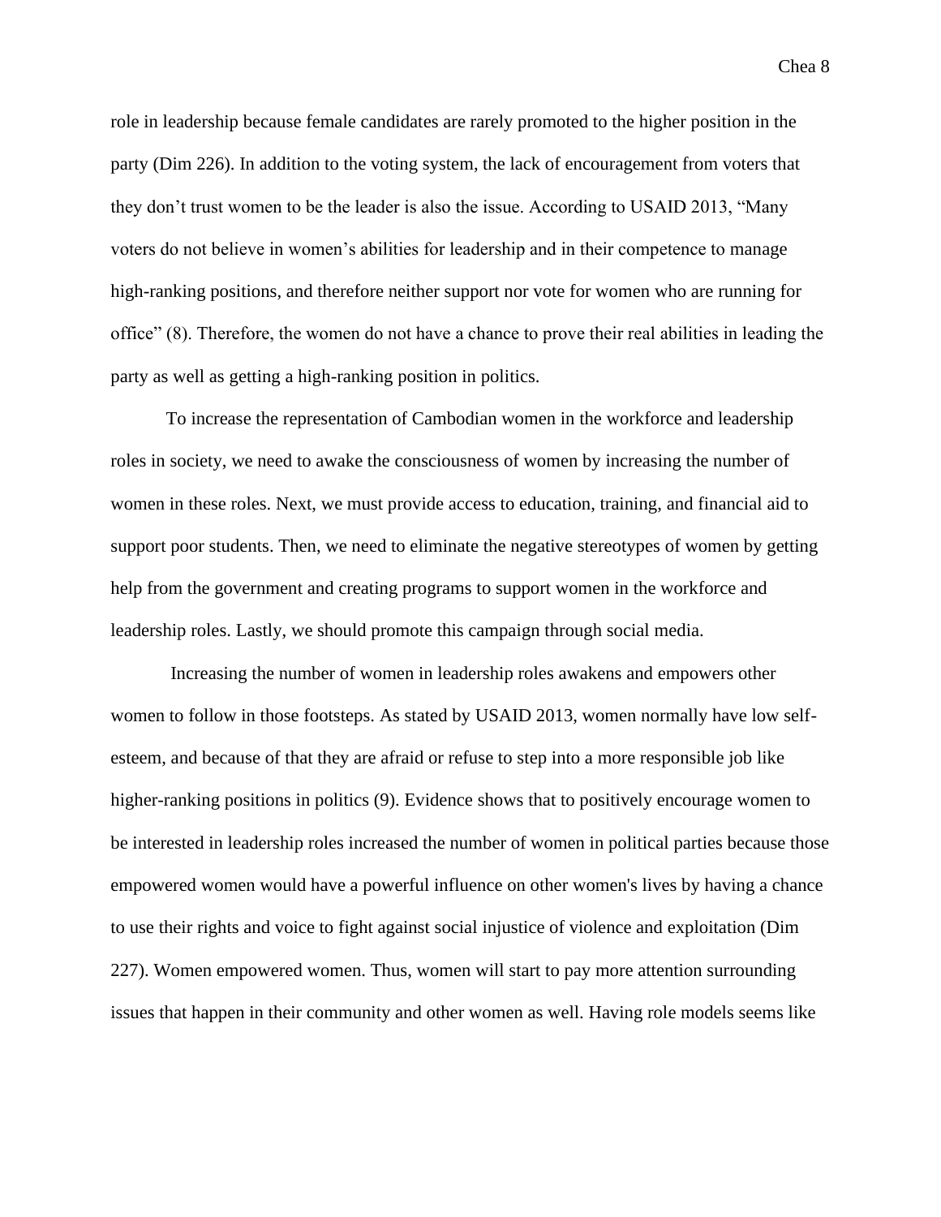role in leadership because female candidates are rarely promoted to the higher position in the party (Dim 226). In addition to the voting system, the lack of encouragement from voters that they don't trust women to be the leader is also the issue. According to USAID 2013, "Many voters do not believe in women's abilities for leadership and in their competence to manage high-ranking positions, and therefore neither support nor vote for women who are running for office" (8). Therefore, the women do not have a chance to prove their real abilities in leading the party as well as getting a high-ranking position in politics.

To increase the representation of Cambodian women in the workforce and leadership roles in society, we need to awake the consciousness of women by increasing the number of women in these roles. Next, we must provide access to education, training, and financial aid to support poor students. Then, we need to eliminate the negative stereotypes of women by getting help from the government and creating programs to support women in the workforce and leadership roles. Lastly, we should promote this campaign through social media.

Increasing the number of women in leadership roles awakens and empowers other women to follow in those footsteps. As stated by USAID 2013, women normally have low self-esteem, and because of that they are afraid or refuse to step into a more responsible job like higher-ranking positions in politics (9). Evidence shows that to positively encourage women to be interested in leadership roles increased the number of women in political parties because those empowered women would have a powerful influence on other women's lives by having a chance to use their rights and voice to fight against social injustice of violence and exploitation (Dim 227). Women empowered women. Thus, women will start to pay more attention surrounding issues that happen in their community and other women as well. Having role models seems like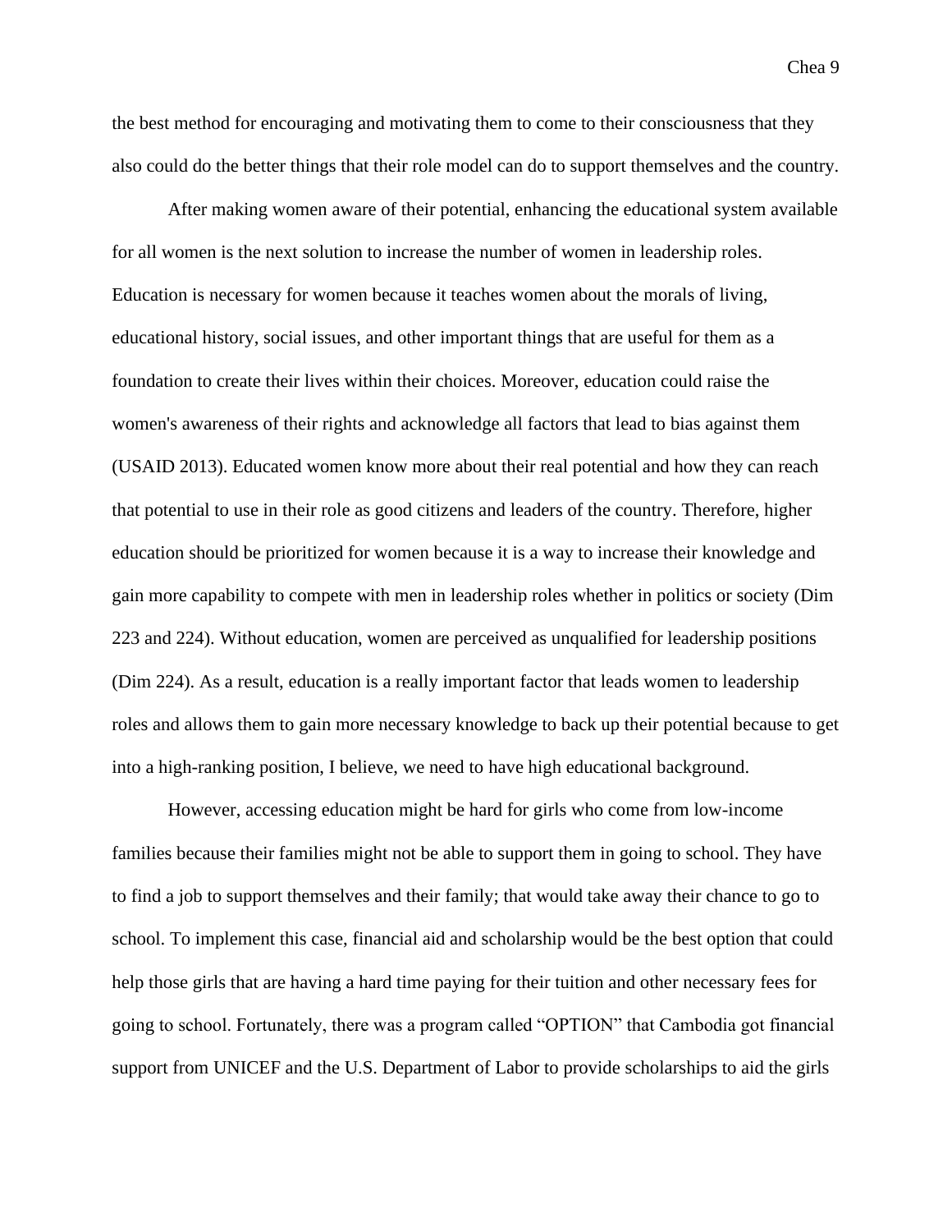the best method for encouraging and motivating them to come to their consciousness that they also could do the better things that their role model can do to support themselves and the country.

After making women aware of their potential, enhancing the educational system available for all women is the next solution to increase the number of women in leadership roles. Education is necessary for women because it teaches women about the morals of living, educational history, social issues, and other important things that are useful for them as a foundation to create their lives within their choices. Moreover, education could raise the women's awareness of their rights and acknowledge all factors that lead to bias against them (USAID 2013). Educated women know more about their real potential and how they can reach that potential to use in their role as good citizens and leaders of the country. Therefore, higher education should be prioritized for women because it is a way to increase their knowledge and gain more capability to compete with men in leadership roles whether in politics or society (Dim 223 and 224). Without education, women are perceived as unqualified for leadership positions (Dim 224). As a result, education is a really important factor that leads women to leadership roles and allows them to gain more necessary knowledge to back up their potential because to get into a high-ranking position, I believe, we need to have high educational background.

However, accessing education might be hard for girls who come from low-income families because their families might not be able to support them in going to school. They have to find a job to support themselves and their family; that would take away their chance to go to school. To implement this case, financial aid and scholarship would be the best option that could help those girls that are having a hard time paying for their tuition and other necessary fees for going to school. Fortunately, there was a program called "OPTION" that Cambodia got financial support from UNICEF and the U.S. Department of Labor to provide scholarships to aid the girls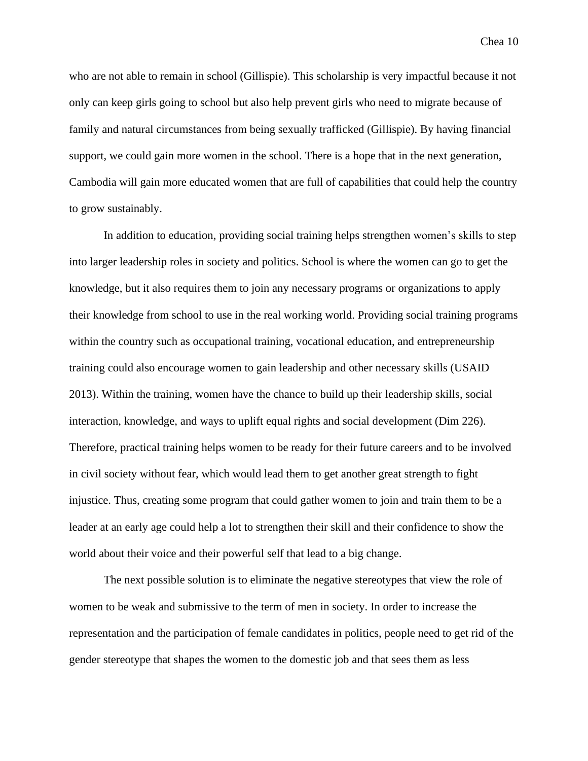who are not able to remain in school (Gillispie). This scholarship is very impactful because it not only can keep girls going to school but also help prevent girls who need to migrate because of family and natural circumstances from being sexually trafficked (Gillispie). By having financial support, we could gain more women in the school. There is a hope that in the next generation, Cambodia will gain more educated women that are full of capabilities that could help the country to grow sustainably.

In addition to education, providing social training helps strengthen women's skills to step into larger leadership roles in society and politics. School is where the women can go to get the knowledge, but it also requires them to join any necessary programs or organizations to apply their knowledge from school to use in the real working world. Providing social training programs within the country such as occupational training, vocational education, and entrepreneurship training could also encourage women to gain leadership and other necessary skills (USAID 2013). Within the training, women have the chance to build up their leadership skills, social interaction, knowledge, and ways to uplift equal rights and social development (Dim 226). Therefore, practical training helps women to be ready for their future careers and to be involved in civil society without fear, which would lead them to get another great strength to fight injustice. Thus, creating some program that could gather women to join and train them to be a leader at an early age could help a lot to strengthen their skill and their confidence to show the world about their voice and their powerful self that lead to a big change.

The next possible solution is to eliminate the negative stereotypes that view the role of women to be weak and submissive to the term of men in society. In order to increase the representation and the participation of female candidates in politics, people need to get rid of the gender stereotype that shapes the women to the domestic job and that sees them as less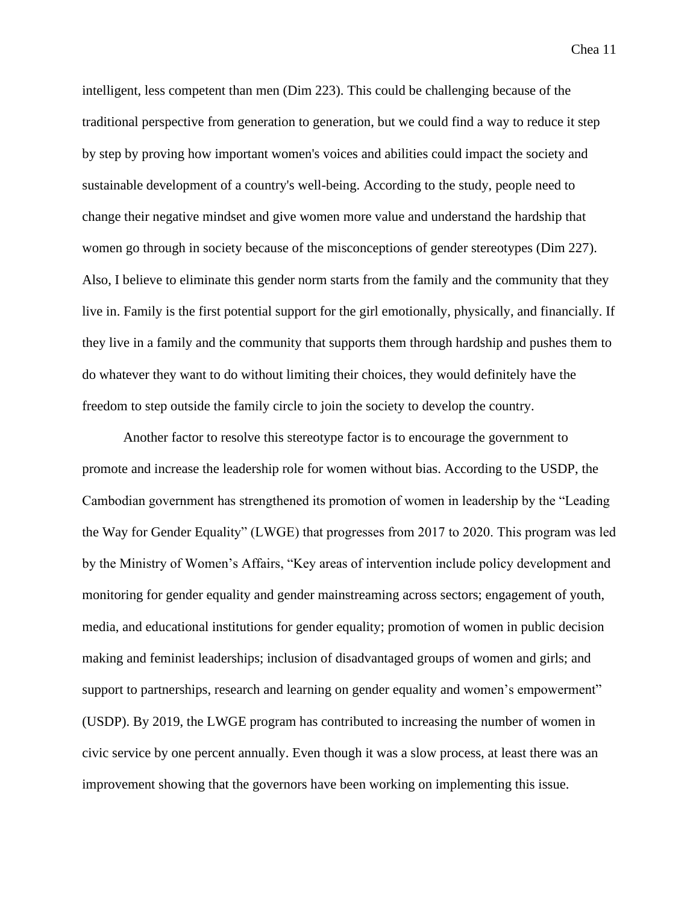intelligent, less competent than men (Dim 223). This could be challenging because of the traditional perspective from generation to generation, but we could find a way to reduce it step by step by proving how important women's voices and abilities could impact the society and sustainable development of a country's well-being. According to the study, people need to change their negative mindset and give women more value and understand the hardship that women go through in society because of the misconceptions of gender stereotypes (Dim 227). Also, I believe to eliminate this gender norm starts from the family and the community that they live in. Family is the first potential support for the girl emotionally, physically, and financially. If they live in a family and the community that supports them through hardship and pushes them to do whatever they want to do without limiting their choices, they would definitely have the freedom to step outside the family circle to join the society to develop the country.

Another factor to resolve this stereotype factor is to encourage the government to promote and increase the leadership role for women without bias. According to the USDP, the Cambodian government has strengthened its promotion of women in leadership by the "Leading the Way for Gender Equality" (LWGE) that progresses from 2017 to 2020. This program was led by the Ministry of Women's Affairs, "Key areas of intervention include policy development and monitoring for gender equality and gender mainstreaming across sectors; engagement of youth, media, and educational institutions for gender equality; promotion of women in public decision making and feminist leaderships; inclusion of disadvantaged groups of women and girls; and support to partnerships, research and learning on gender equality and women's empowerment" (USDP). By 2019, the LWGE program has contributed to increasing the number of women in civic service by one percent annually. Even though it was a slow process, at least there was an improvement showing that the governors have been working on implementing this issue.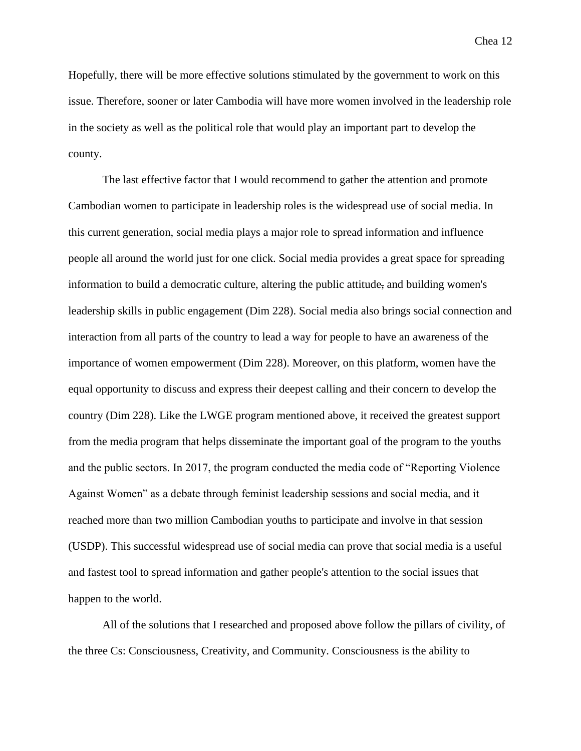Hopefully, there will be more effective solutions stimulated by the government to work on this issue. Therefore, sooner or later Cambodia will have more women involved in the leadership role in the society as well as the political role that would play an important part to develop the county.

The last effective factor that I would recommend to gather the attention and promote Cambodian women to participate in leadership roles is the widespread use of social media. In this current generation, social media plays a major role to spread information and influence people all around the world just for one click. Social media provides a great space for spreading information to build a democratic culture, altering the public attitude, and building women's leadership skills in public engagement (Dim 228). Social media also brings social connection and interaction from all parts of the country to lead a way for people to have an awareness of the importance of women empowerment (Dim 228). Moreover, on this platform, women have the equal opportunity to discuss and express their deepest calling and their concern to develop the country (Dim 228). Like the LWGE program mentioned above, it received the greatest support from the media program that helps disseminate the important goal of the program to the youths and the public sectors. In 2017, the program conducted the media code of "Reporting Violence Against Women" as a debate through feminist leadership sessions and social media, and it reached more than two million Cambodian youths to participate and involve in that session (USDP). This successful widespread use of social media can prove that social media is a useful and fastest tool to spread information and gather people's attention to the social issues that happen to the world.

All of the solutions that I researched and proposed above follow the pillars of civility, of the three Cs: Consciousness, Creativity, and Community. Consciousness is the ability to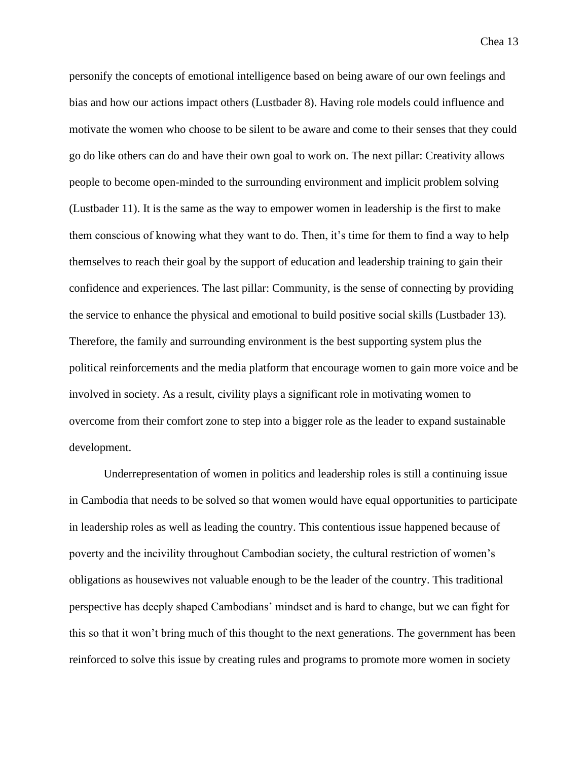personify the concepts of emotional intelligence based on being aware of our own feelings and bias and how our actions impact others (Lustbader 8). Having role models could influence and motivate the women who choose to be silent to be aware and come to their senses that they could go do like others can do and have their own goal to work on. The next pillar: Creativity allows people to become open-minded to the surrounding environment and implicit problem solving (Lustbader 11). It is the same as the way to empower women in leadership is the first to make them conscious of knowing what they want to do. Then, it's time for them to find a way to help themselves to reach their goal by the support of education and leadership training to gain their confidence and experiences. The last pillar: Community, is the sense of connecting by providing the service to enhance the physical and emotional to build positive social skills (Lustbader 13). Therefore, the family and surrounding environment is the best supporting system plus the political reinforcements and the media platform that encourage women to gain more voice and be involved in society. As a result, civility plays a significant role in motivating women to overcome from their comfort zone to step into a bigger role as the leader to expand sustainable development.

Underrepresentation of women in politics and leadership roles is still a continuing issue in Cambodia that needs to be solved so that women would have equal opportunities to participate in leadership roles as well as leading the country. This contentious issue happened because of poverty and the incivility throughout Cambodian society, the cultural restriction of women's obligations as housewives not valuable enough to be the leader of the country. This traditional perspective has deeply shaped Cambodians' mindset and is hard to change, but we can fight for this so that it won't bring much of this thought to the next generations. The government has been reinforced to solve this issue by creating rules and programs to promote more women in society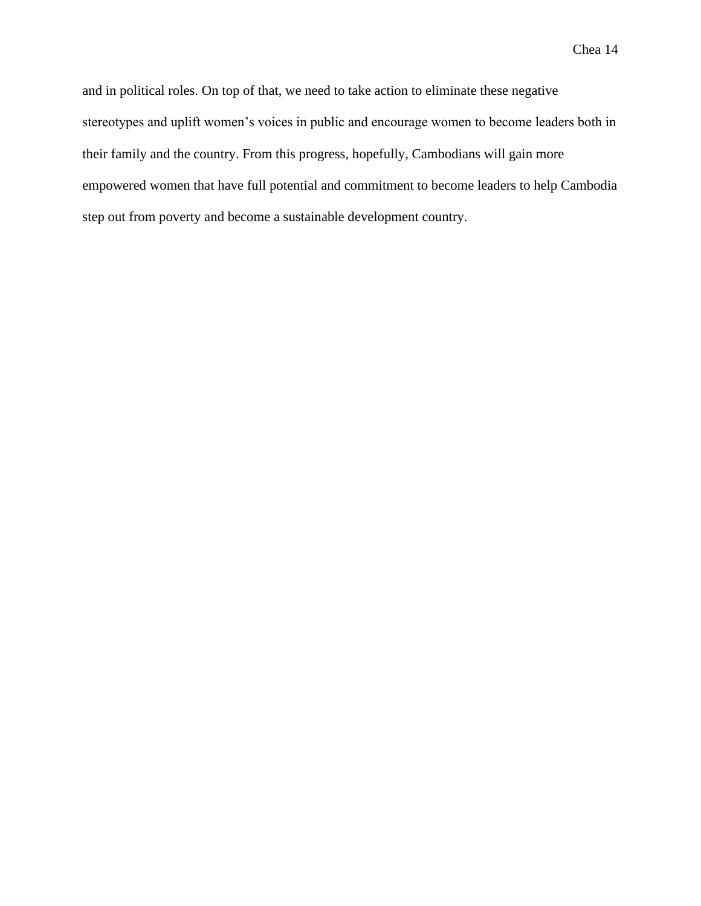and in political roles. On top of that, we need to take action to eliminate these negative stereotypes and uplift women's voices in public and encourage women to become leaders both in their family and the country. From this progress, hopefully, Cambodians will gain more empowered women that have full potential and commitment to become leaders to help Cambodia step out from poverty and become a sustainable development country.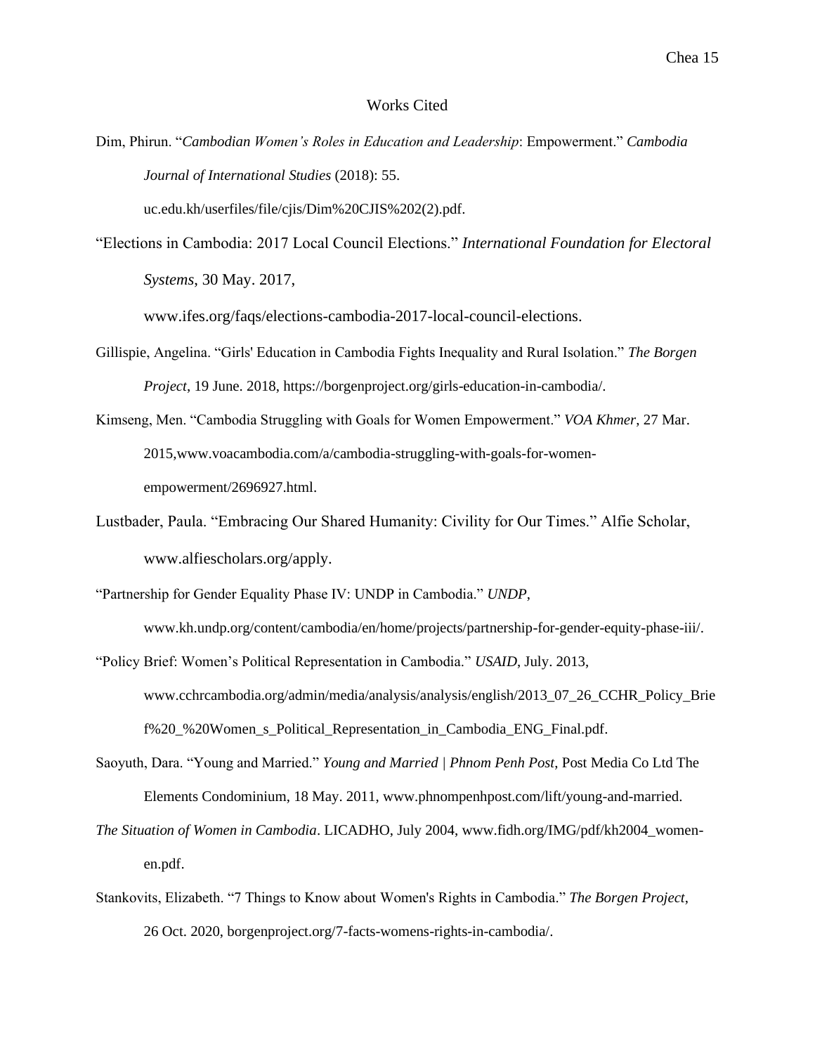# Works Cited

Dim, Phirun. "*Cambodian Women's Roles in Education and Leadership*: Empowerment." *Cambodia Journal of International Studies* (2018): 55. uc.edu.kh/userfiles/file/cjis/Dim%20CJIS%202(2).pdf.

"Elections in Cambodia: 2017 Local Council Elections." *International Foundation for Electoral Systems*, 30 May. 2017, www.ifes.org/faqs/elections-cambodia-2017-local-council-elections.

Gillispie, Angelina. "Girls' Education in Cambodia Fights Inequality and Rural Isolation." *The Borgen Project*, 19 June. 2018, https://borgenproject.org/girls-education-in-cambodia/.

Kimseng, Men. "Cambodia Struggling with Goals for Women Empowerment." *VOA Khmer*, 27 Mar. 2015,www.voacambodia.com/a/cambodia-struggling-with-goals-for-women-empowerment/2696927.html.

Lustbader, Paula. "Embracing Our Shared Humanity: Civility for Our Times." Alfie Scholar, www.alfiescholars.org/apply.

"Partnership for Gender Equality Phase IV: UNDP in Cambodia." *UNDP*, www.kh.undp.org/content/cambodia/en/home/projects/partnership-for-gender-equity-phase-iii/.

"Policy Brief: Women's Political Representation in Cambodia." *USAID*, July. 2013, www.cchrcambodia.org/admin/media/analysis/analysis/english/2013_07_26_CCHR_Policy_Brief%20_%20Women_s_Political_Representation_in_Cambodia_ENG_Final.pdf.

Saoyuth, Dara. "Young and Married." *Young and Married | Phnom Penh Post*, Post Media Co Ltd The Elements Condominium, 18 May. 2011, www.phnompenhpost.com/lift/young-and-married.

*The Situation of Women in Cambodia*. LICADHO, July 2004, www.fidh.org/IMG/pdf/kh2004_women-en.pdf.

Stankovits, Elizabeth. "7 Things to Know about Women's Rights in Cambodia." *The Borgen Project*, 26 Oct. 2020, borgenproject.org/7-facts-womens-rights-in-cambodia/.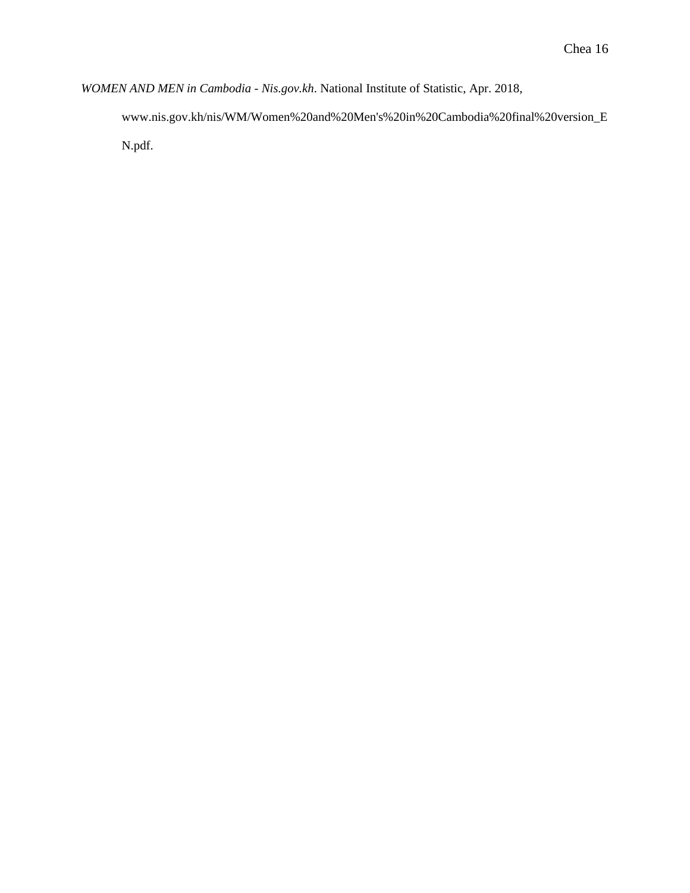*WOMEN AND MEN in Cambodia - Nis.gov.kh*. National Institute of Statistic, Apr. 2018, www.nis.gov.kh/nis/WM/Women%20and%20Men's%20in%20Cambodia%20final%20version_EN.pdf.